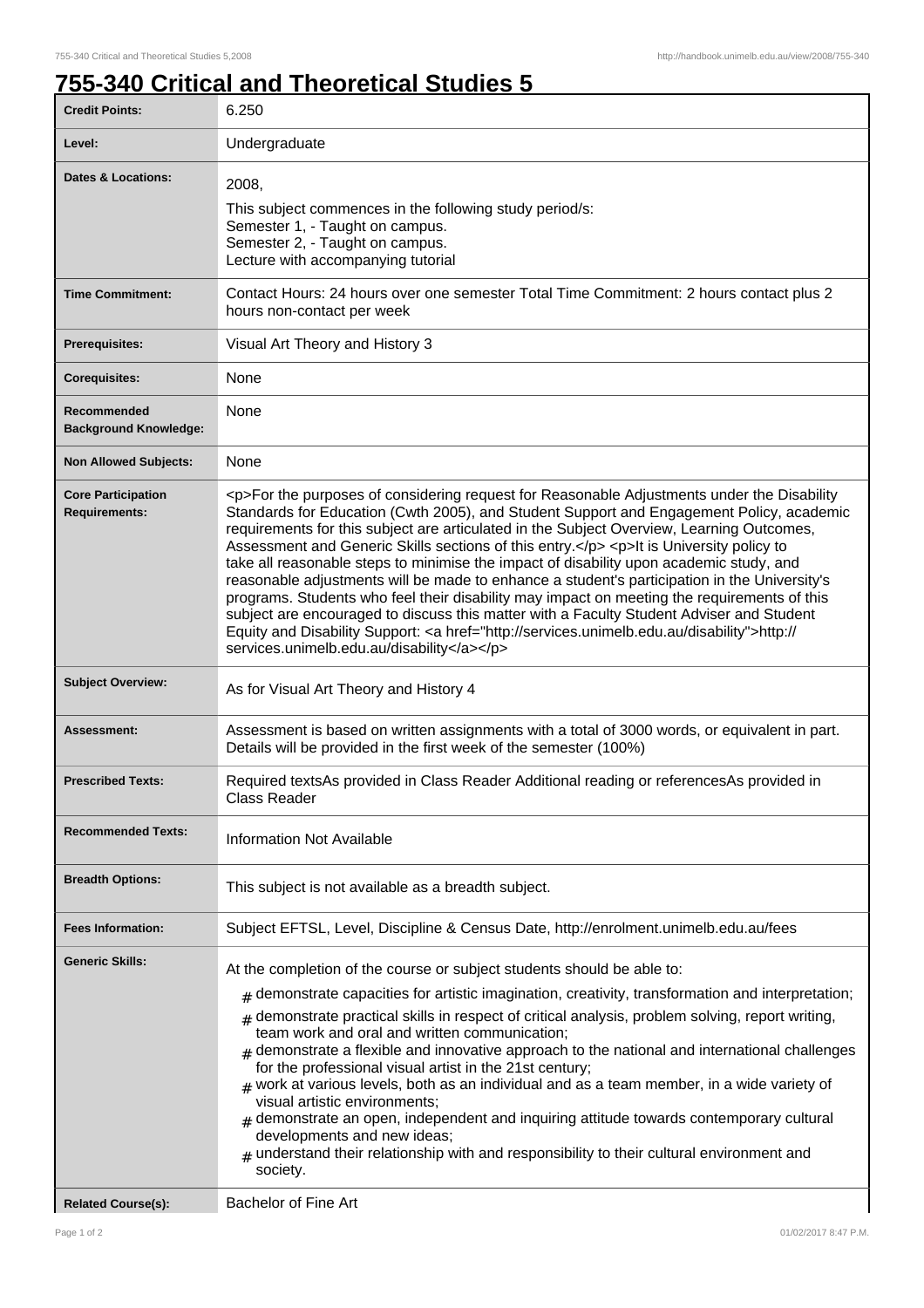# 755-340 Critical and Theoretical Studies 5

| | |
|---|---|
| **Credit Points:** | 6.250 |
| **Level:** | Undergraduate |
| **Dates & Locations:** | 2008,<br>This subject commences in the following study period/s:<br>Semester 1, - Taught on campus.<br>Semester 2, - Taught on campus.<br>Lecture with accompanying tutorial |
| **Time Commitment:** | Contact Hours: 24 hours over one semester Total Time Commitment: 2 hours contact plus 2 hours non-contact per week |
| **Prerequisites:** | Visual Art Theory and History 3 |
| **Corequisites:** | None |
| **Recommended Background Knowledge:** | None |
| **Non Allowed Subjects:** | None |
| **Core Participation Requirements:** | <p>For the purposes of considering request for Reasonable Adjustments under the Disability Standards for Education (Cwth 2005), and Student Support and Engagement Policy, academic requirements for this subject are articulated in the Subject Overview, Learning Outcomes, Assessment and Generic Skills sections of this entry.</p> <p>It is University policy to take all reasonable steps to minimise the impact of disability upon academic study, and reasonable adjustments will be made to enhance a student's participation in the University's programs. Students who feel their disability may impact on meeting the requirements of this subject are encouraged to discuss this matter with a Faculty Student Adviser and Student Equity and Disability Support: <a href="http://services.unimelb.edu.au/disability">http://services.unimelb.edu.au/disability</a></p> |
| **Subject Overview:** | As for Visual Art Theory and History 4 |
| **Assessment:** | Assessment is based on written assignments with a total of 3000 words, or equivalent in part. Details will be provided in the first week of the semester (100%) |
| **Prescribed Texts:** | Required textsAs provided in Class Reader Additional reading or referencesAs provided in Class Reader |
| **Recommended Texts:** | Information Not Available |
| **Breadth Options:** | This subject is not available as a breadth subject. |
| **Fees Information:** | Subject EFTSL, Level, Discipline & Census Date, http://enrolment.unimelb.edu.au/fees |
| **Generic Skills:** | At the completion of the course or subject students should be able to:<br># demonstrate capacities for artistic imagination, creativity, transformation and interpretation;<br># demonstrate practical skills in respect of critical analysis, problem solving, report writing, team work and oral and written communication;<br># demonstrate a flexible and innovative approach to the national and international challenges for the professional visual artist in the 21st century;<br># work at various levels, both as an individual and as a team member, in a wide variety of visual artistic environments;<br># demonstrate an open, independent and inquiring attitude towards contemporary cultural developments and new ideas;<br># understand their relationship with and responsibility to their cultural environment and society. |
| **Related Course(s):** | Bachelor of Fine Art |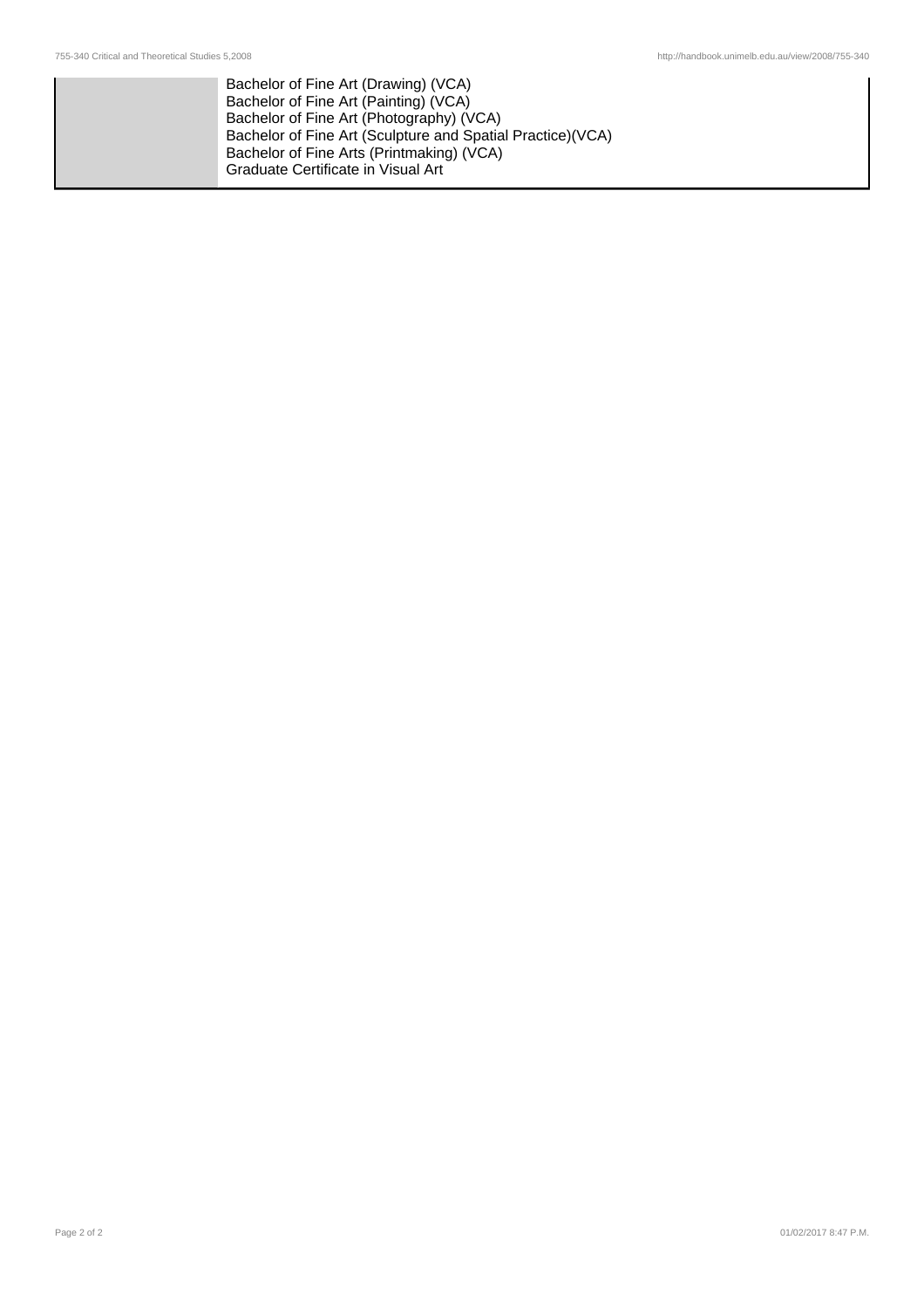| | |
|---|---|
| | Bachelor of Fine Art (Drawing) (VCA)<br>Bachelor of Fine Art (Painting) (VCA)<br>Bachelor of Fine Art (Photography) (VCA)<br>Bachelor of Fine Art (Sculpture and Spatial Practice)(VCA)<br>Bachelor of Fine Arts (Printmaking) (VCA)<br>Graduate Certificate in Visual Art |